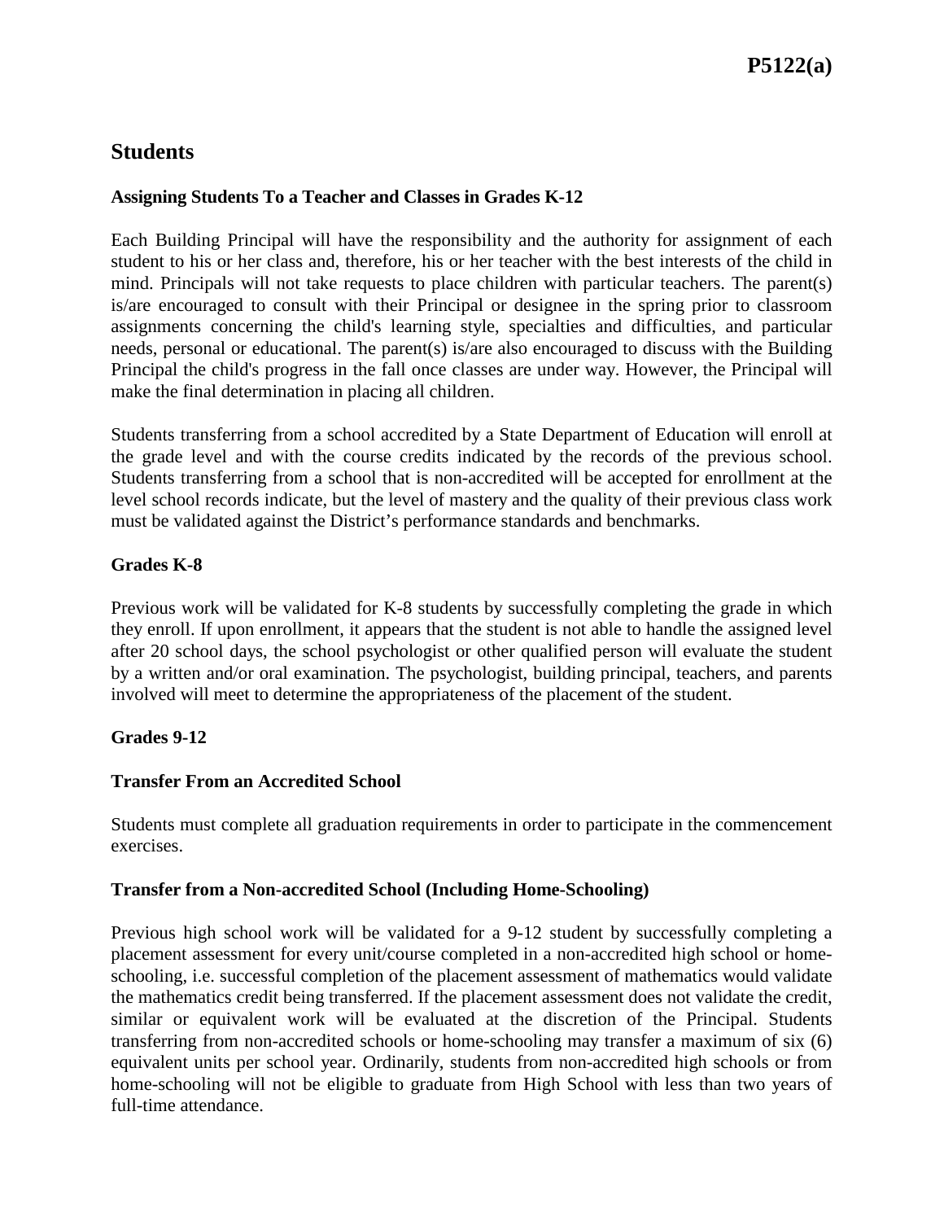# Students

## Assigning Students To a Teacher and Classes in Grades K-12

Each Building Principal will have the responsibility and the authority for assignment of each student to his or her class and, therefore, his or her teacher with the best interests of the child in mind. Principals will not take requests to place children with particular teachers. The parent(s) is/are encouraged to consult with their Principal or designee in the spring prior to classroom assignments concerning the child's learning style, specialties and difficulties, and particular needs, personal or educational. The parent(s) is/are also encouraged to discuss with the Building Principal the child's progress in the fall once classes are under way. However, the Principal will make the final determination in placing all children.

Students transferring from a school accredited by a State Department of Education will enroll at the grade level and with the course credits indicated by the records of the previous school. Students transferring from a school that is non-accredited will be accepted for enrollment at the level school records indicate, but the level of mastery and the quality of their previous class work must be validated against the District's performance standards and benchmarks.

### Grades K-8

Previous work will be validated for K-8 students by successfully completing the grade in which they enroll. If upon enrollment, it appears that the student is not able to handle the assigned level after 20 school days, the school psychologist or other qualified person will evaluate the student by a written and/or oral examination. The psychologist, building principal, teachers, and parents involved will meet to determine the appropriateness of the placement of the student.

### Grades 9-12

#### Transfer From an Accredited School

Students must complete all graduation requirements in order to participate in the commencement exercises.

#### Transfer from a Non-accredited School (Including Home-Schooling)

Previous high school work will be validated for a 9-12 student by successfully completing a placement assessment for every unit/course completed in a non-accredited high school or home-schooling, i.e. successful completion of the placement assessment of mathematics would validate the mathematics credit being transferred. If the placement assessment does not validate the credit, similar or equivalent work will be evaluated at the discretion of the Principal. Students transferring from non-accredited schools or home-schooling may transfer a maximum of six (6) equivalent units per school year. Ordinarily, students from non-accredited high schools or from home-schooling will not be eligible to graduate from High School with less than two years of full-time attendance.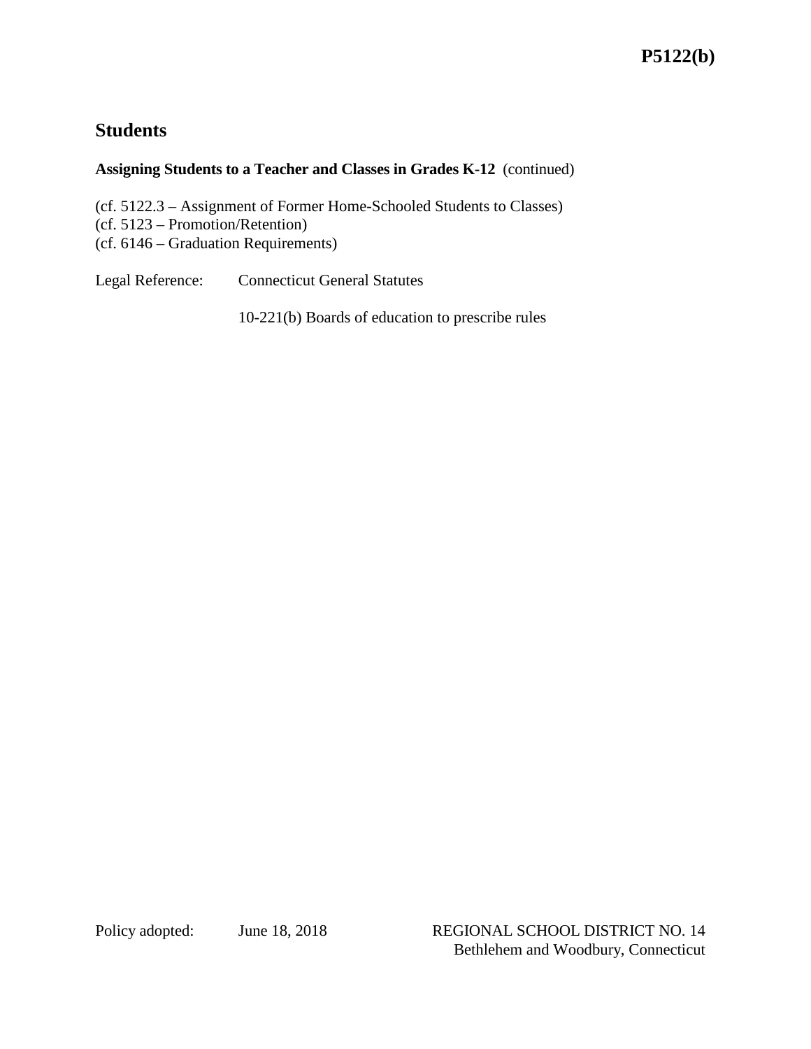## Students

**Assigning Students to a Teacher and Classes in Grades K-12** (continued)

(cf. 5122.3 – Assignment of Former Home-Schooled Students to Classes)
(cf. 5123 – Promotion/Retention)
(cf. 6146 – Graduation Requirements)

Legal Reference: Connecticut General Statutes

10-221(b) Boards of education to prescribe rules

Policy adopted: June 18, 2018

REGIONAL SCHOOL DISTRICT NO. 14
Bethlehem and Woodbury, Connecticut